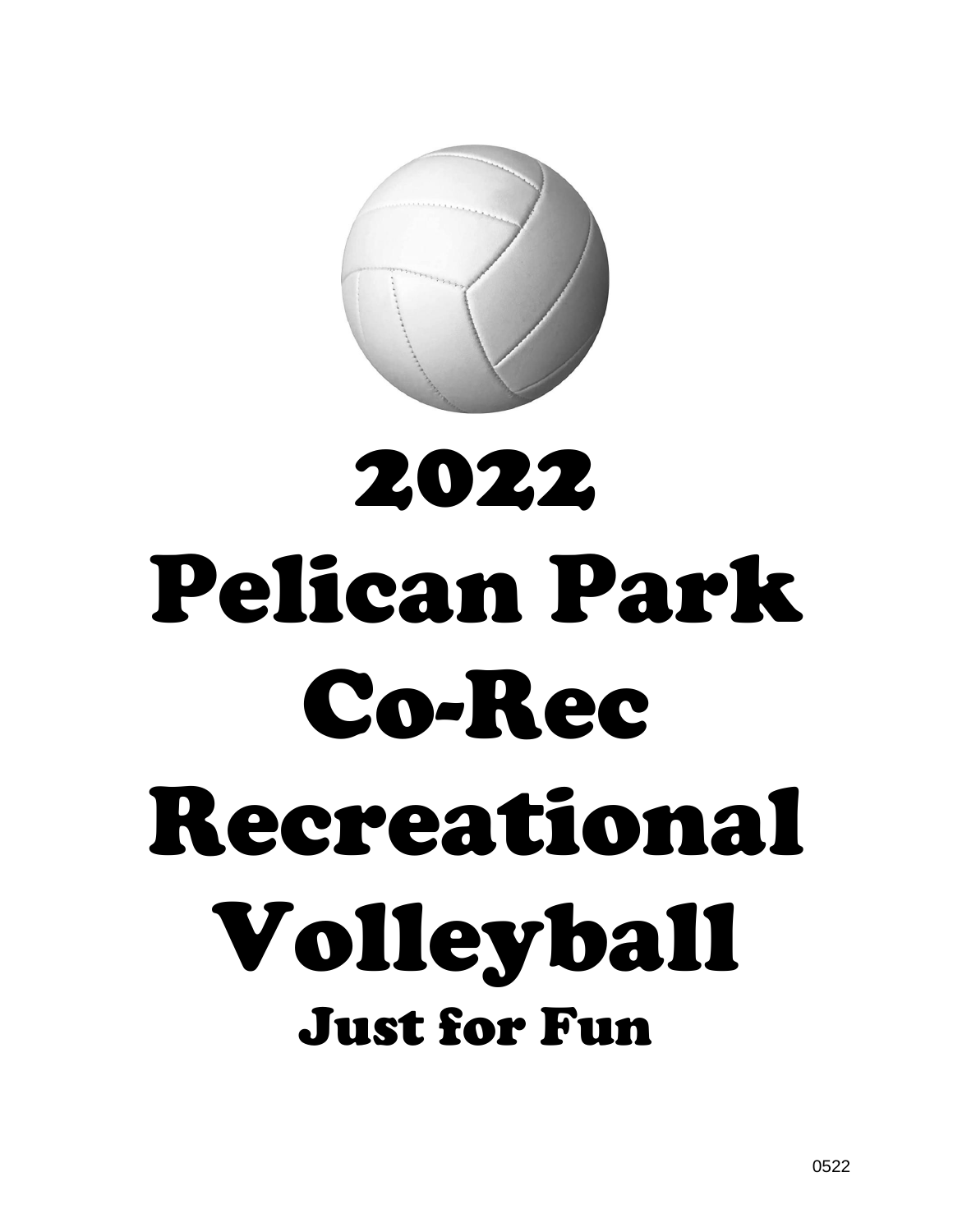# 2022

# Pelican Park

# Co-Rec

# Recreational

# Volleyball

## Just for Fun

0522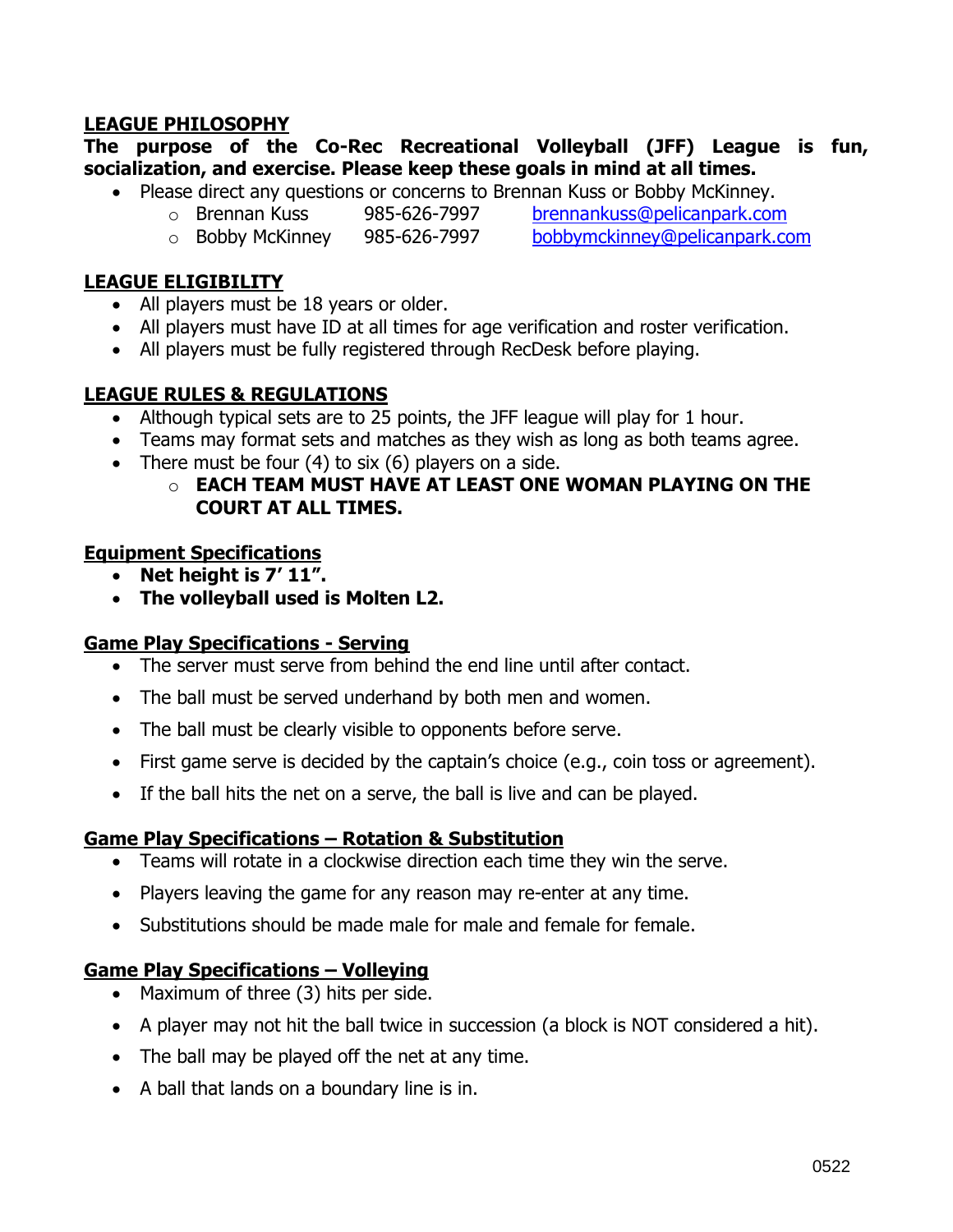## LEAGUE PHILOSOPHY

**The purpose of the Co-Rec Recreational Volleyball (JFF) League is fun, socialization, and exercise. Please keep these goals in mind at all times.**

- Please direct any questions or concerns to Brennan Kuss or Bobby McKinney.
    - Brennan Kuss 985-626-7997 brennankuss@pelicanpark.com
    - Bobby McKinney 985-626-7997 bobbymckinney@pelicanpark.com

## LEAGUE ELIGIBILITY

- All players must be 18 years or older.
- All players must have ID at all times for age verification and roster verification.
- All players must be fully registered through RecDesk before playing.

## LEAGUE RULES & REGULATIONS

- Although typical sets are to 25 points, the JFF league will play for 1 hour.
- Teams may format sets and matches as they wish as long as both teams agree.
- There must be four (4) to six (6) players on a side.
    - **EACH TEAM MUST HAVE AT LEAST ONE WOMAN PLAYING ON THE COURT AT ALL TIMES.**

### Equipment Specifications

- **Net height is 7' 11".**
- **The volleyball used is Molten L2.**

### Game Play Specifications - Serving

- The server must serve from behind the end line until after contact.
- The ball must be served underhand by both men and women.
- The ball must be clearly visible to opponents before serve.
- First game serve is decided by the captain's choice (e.g., coin toss or agreement).
- If the ball hits the net on a serve, the ball is live and can be played.

### Game Play Specifications – Rotation & Substitution

- Teams will rotate in a clockwise direction each time they win the serve.
- Players leaving the game for any reason may re-enter at any time.
- Substitutions should be made male for male and female for female.

### Game Play Specifications – Volleying

- Maximum of three (3) hits per side.
- A player may not hit the ball twice in succession (a block is NOT considered a hit).
- The ball may be played off the net at any time.
- A ball that lands on a boundary line is in.

0522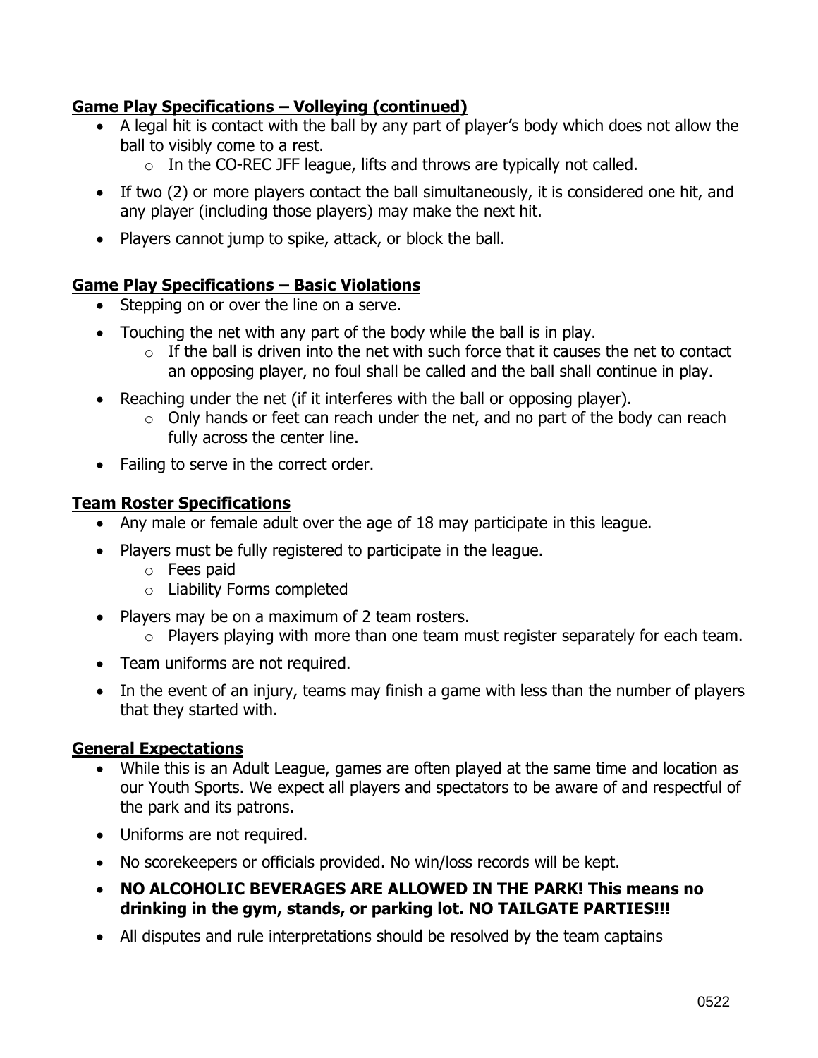## Game Play Specifications – Volleying (continued)

- A legal hit is contact with the ball by any part of player's body which does not allow the ball to visibly come to a rest.
  - In the CO-REC JFF league, lifts and throws are typically not called.
- If two (2) or more players contact the ball simultaneously, it is considered one hit, and any player (including those players) may make the next hit.
- Players cannot jump to spike, attack, or block the ball.

## Game Play Specifications – Basic Violations

- Stepping on or over the line on a serve.
- Touching the net with any part of the body while the ball is in play.
  - If the ball is driven into the net with such force that it causes the net to contact an opposing player, no foul shall be called and the ball shall continue in play.
- Reaching under the net (if it interferes with the ball or opposing player).
  - Only hands or feet can reach under the net, and no part of the body can reach fully across the center line.
- Failing to serve in the correct order.

## Team Roster Specifications

- Any male or female adult over the age of 18 may participate in this league.
- Players must be fully registered to participate in the league.
  - Fees paid
  - Liability Forms completed
- Players may be on a maximum of 2 team rosters.
  - Players playing with more than one team must register separately for each team.
- Team uniforms are not required.
- In the event of an injury, teams may finish a game with less than the number of players that they started with.

## General Expectations

- While this is an Adult League, games are often played at the same time and location as our Youth Sports. We expect all players and spectators to be aware of and respectful of the park and its patrons.
- Uniforms are not required.
- No scorekeepers or officials provided. No win/loss records will be kept.
- **NO ALCOHOLIC BEVERAGES ARE ALLOWED IN THE PARK! This means no drinking in the gym, stands, or parking lot. NO TAILGATE PARTIES!!!**
- All disputes and rule interpretations should be resolved by the team captains

0522